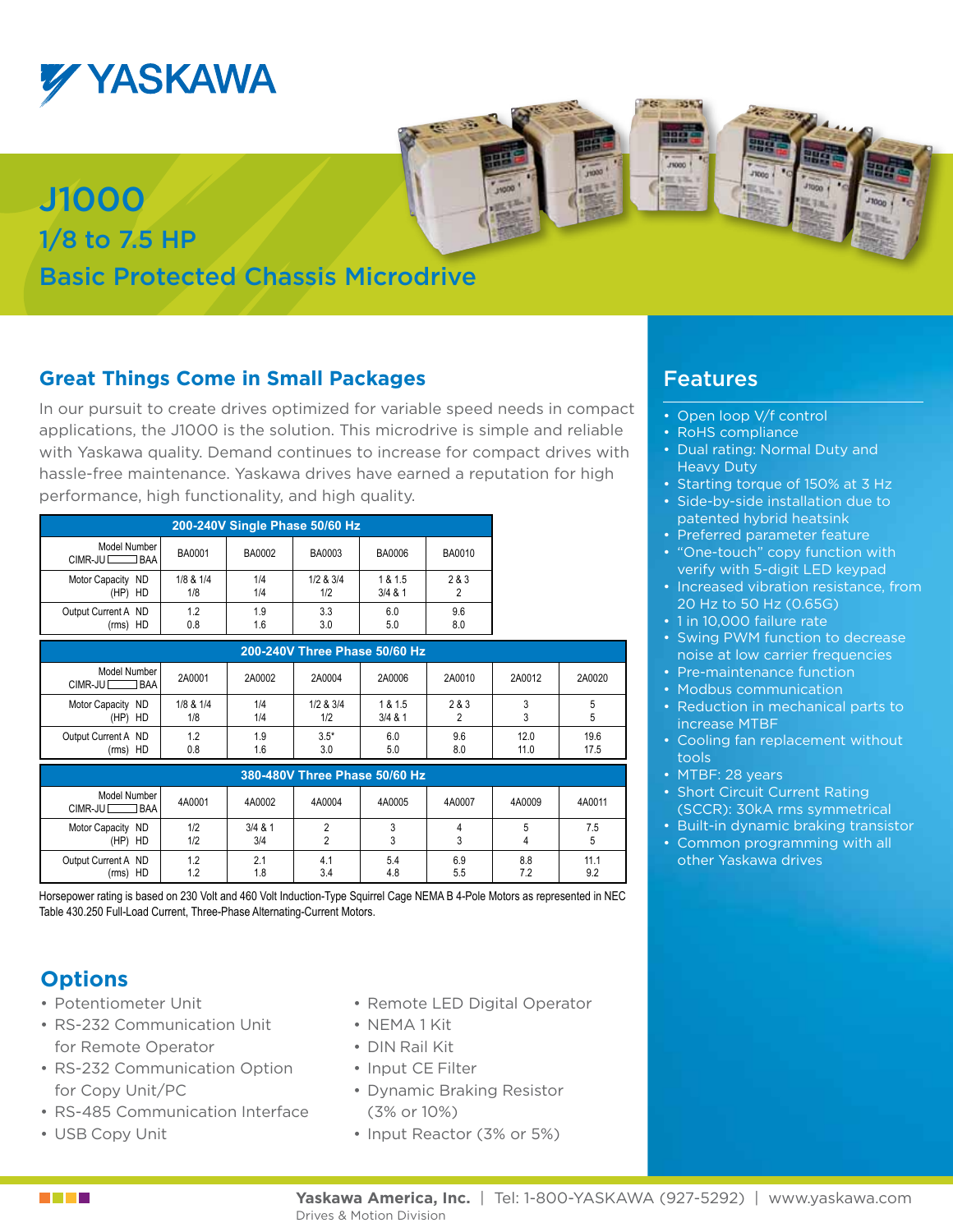# YASKAWA

# J1000

## 1/8 to 7.5 HP

## Basic Protected Chassis Microdrive

## Great Things Come in Small Packages

In our pursuit to create drives optimized for variable speed needs in compact applications, the J1000 is the solution. This microdrive is simple and reliable with Yaskawa quality. Demand continues to increase for compact drives with hassle-free maintenance. Yaskawa drives have earned a reputation for high performance, high functionality, and high quality.

| 200-240V Single Phase 50/60 Hz | | | | | |
|---|---|---|---|---|---|
| Model Number CIMR-JU☐BAA | BA0001 | BA0002 | BA0003 | BA0006 | BA0010 |
| Motor Capacity (HP) ND / HD | 1/8 & 1/4 / 1/8 | 1/4 / 1/4 | 1/2 & 3/4 / 1/2 | 1 & 1.5 / 3/4 & 1 | 2 & 3 / 2 |
| Output Current A (rms) ND / HD | 1.2 / 0.8 | 1.9 / 1.6 | 3.3 / 3.0 | 6.0 / 5.0 | 9.6 / 8.0 |

| 200-240V Three Phase 50/60 Hz | | | | | | | |
|---|---|---|---|---|---|---|---|
| Model Number CIMR-JU☐BAA | 2A0001 | 2A0002 | 2A0004 | 2A0006 | 2A0010 | 2A0012 | 2A0020 |
| Motor Capacity (HP) ND / HD | 1/8 & 1/4 / 1/8 | 1/4 / 1/4 | 1/2 & 3/4 / 1/2 | 1 & 1.5 / 3/4 & 1 | 2 & 3 / 2 | 3 / 3 | 5 / 5 |
| Output Current A (rms) ND / HD | 1.2 / 0.8 | 1.9 / 1.6 | 3.5* / 3.0 | 6.0 / 5.0 | 9.6 / 8.0 | 12.0 / 11.0 | 19.6 / 17.5 |

| 380-480V Three Phase 50/60 Hz | | | | | | | |
|---|---|---|---|---|---|---|---|
| Model Number CIMR-JU☐BAA | 4A0001 | 4A0002 | 4A0004 | 4A0005 | 4A0007 | 4A0009 | 4A0011 |
| Motor Capacity (HP) ND / HD | 1/2 / 1/2 | 3/4 & 1 / 3/4 | 2 / 2 | 3 / 3 | 4 / 3 | 5 / 4 | 7.5 / 5 |
| Output Current A (rms) ND / HD | 1.2 / 1.2 | 2.1 / 1.8 | 4.1 / 3.4 | 5.4 / 4.8 | 6.9 / 5.5 | 8.8 / 7.2 | 11.1 / 9.2 |

Horsepower rating is based on 230 Volt and 460 Volt Induction-Type Squirrel Cage NEMA B 4-Pole Motors as represented in NEC Table 430.250 Full-Load Current, Three-Phase Alternating-Current Motors.

## Options

- Potentiometer Unit
- RS-232 Communication Unit for Remote Operator
- RS-232 Communication Option for Copy Unit/PC
- RS-485 Communication Interface
- USB Copy Unit
- Remote LED Digital Operator
- NEMA 1 Kit
- DIN Rail Kit
- Input CE Filter
- Dynamic Braking Resistor (3% or 10%)
- Input Reactor (3% or 5%)

## Features

- Open loop V/f control
- RoHS compliance
- Dual rating: Normal Duty and Heavy Duty
- Starting torque of 150% at 3 Hz
- Side-by-side installation due to patented hybrid heatsink
- Preferred parameter feature
- "One-touch" copy function with verify with 5-digit LED keypad
- Increased vibration resistance, from 20 Hz to 50 Hz (0.65G)
- 1 in 10,000 failure rate
- Swing PWM function to decrease noise at low carrier frequencies
- Pre-maintenance function
- Modbus communication
- Reduction in mechanical parts to increase MTBF
- Cooling fan replacement without tools
- MTBF: 28 years
- Short Circuit Current Rating (SCCR): 30kA rms symmetrical
- Built-in dynamic braking transistor
- Common programming with all other Yaskawa drives

**Yaskawa America, Inc.** | Tel: 1-800-YASKAWA (927-5292) | www.yaskawa.com
Drives & Motion Division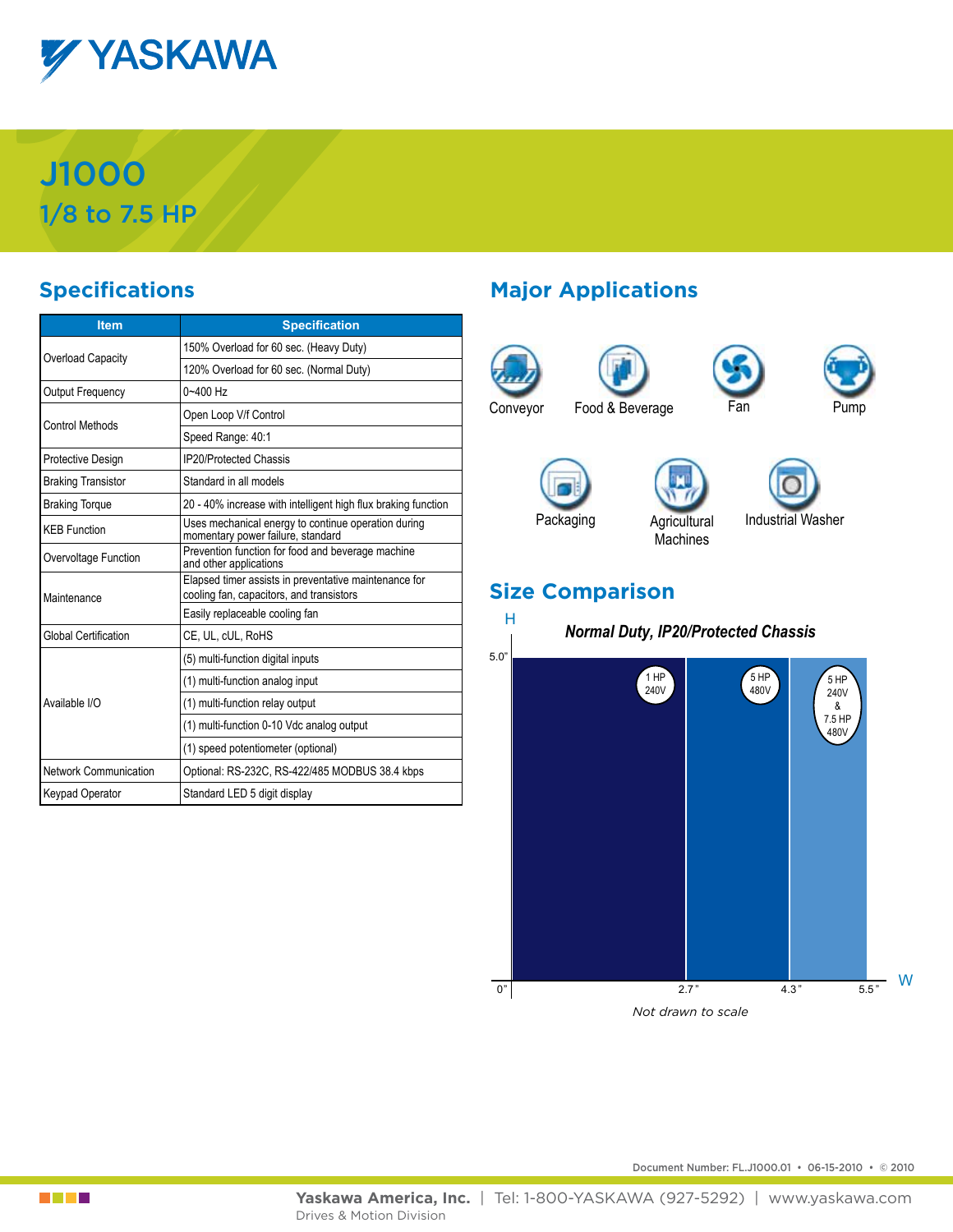# J1000

## 1/8 to 7.5 HP

## Specifications

| Item | Specification |
|---|---|
| Overload Capacity | 150% Overload for 60 sec. (Heavy Duty) |
| | 120% Overload for 60 sec. (Normal Duty) |
| Output Frequency | 0~400 Hz |
| Control Methods | Open Loop V/f Control |
| | Speed Range: 40:1 |
| Protective Design | IP20/Protected Chassis |
| Braking Transistor | Standard in all models |
| Braking Torque | 20 - 40% increase with intelligent high flux braking function |
| KEB Function | Uses mechanical energy to continue operation during momentary power failure, standard |
| Overvoltage Function | Prevention function for food and beverage machine and other applications |
| Maintenance | Elapsed timer assists in preventative maintenance for cooling fan, capacitors, and transistors |
| | Easily replaceable cooling fan |
| Global Certification | CE, UL, cUL, RoHS |
| Available I/O | (5) multi-function digital inputs |
| | (1) multi-function analog input |
| | (1) multi-function relay output |
| | (1) multi-function 0-10 Vdc analog output |
| | (1) speed potentiometer (optional) |
| Network Communication | Optional: RS-232C, RS-422/485 MODBUS 38.4 kbps |
| Keypad Operator | Standard LED 5 digit display |

## Major Applications

Conveyor

Food & Beverage

Fan

Pump

Packaging

Agricultural Machines

Industrial Washer

## Size Comparison

*Normal Duty, IP20/Protected Chassis*

H

5.0"

1 HP 240V

5 HP 480V

5 HP 240V & 7.5 HP 480V

0"

2.7"

4.3"

5.5"

W

*Not drawn to scale*

Document Number: FL.J1000.01 • 06-15-2010 • © 2010

**Yaskawa America, Inc.** | Tel: 1-800-YASKAWA (927-5292) | www.yaskawa.com

Drives & Motion Division